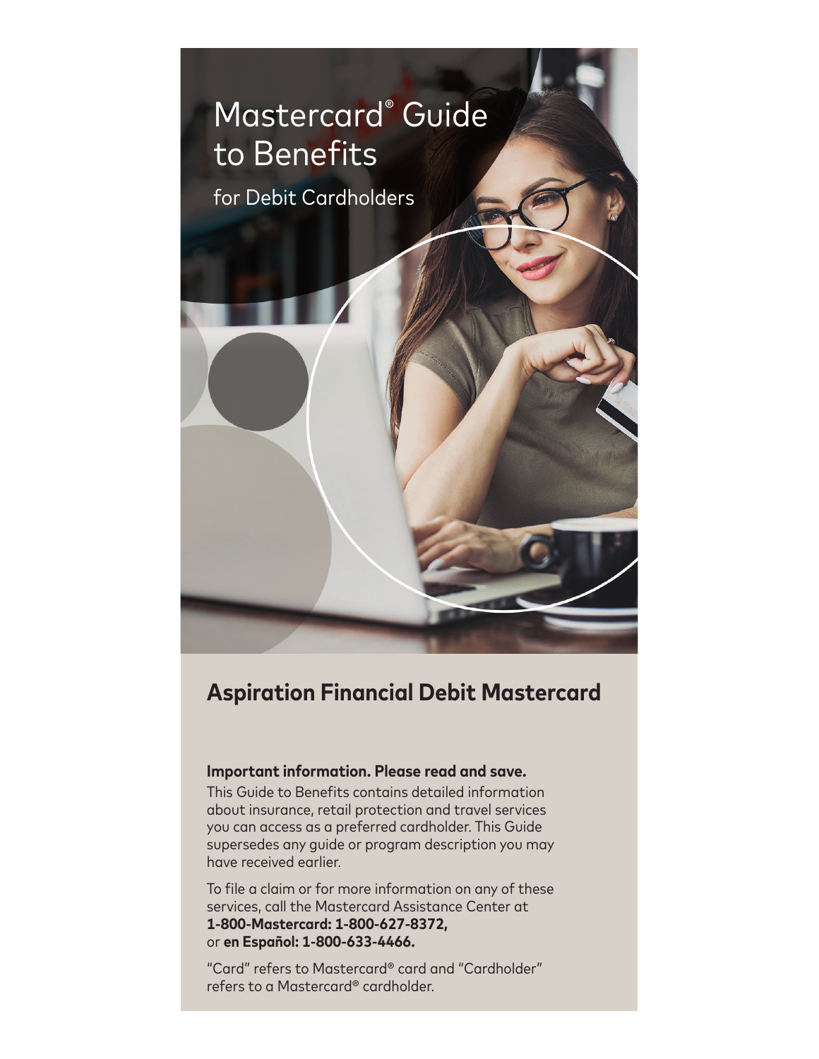# Mastercard® Guide to Benefits

for Debit Cardholders

## Aspiration Financial Debit Mastercard

**Important information. Please read and save.**

This Guide to Benefits contains detailed information about insurance, retail protection and travel services you can access as a preferred cardholder. This Guide supersedes any guide or program description you may have received earlier.

To file a claim or for more information on any of these services, call the Mastercard Assistance Center at **1-800-Mastercard: 1-800-627-8372,** or **en Español: 1-800-633-4466.**

"Card" refers to Mastercard® card and "Cardholder" refers to a Mastercard® cardholder.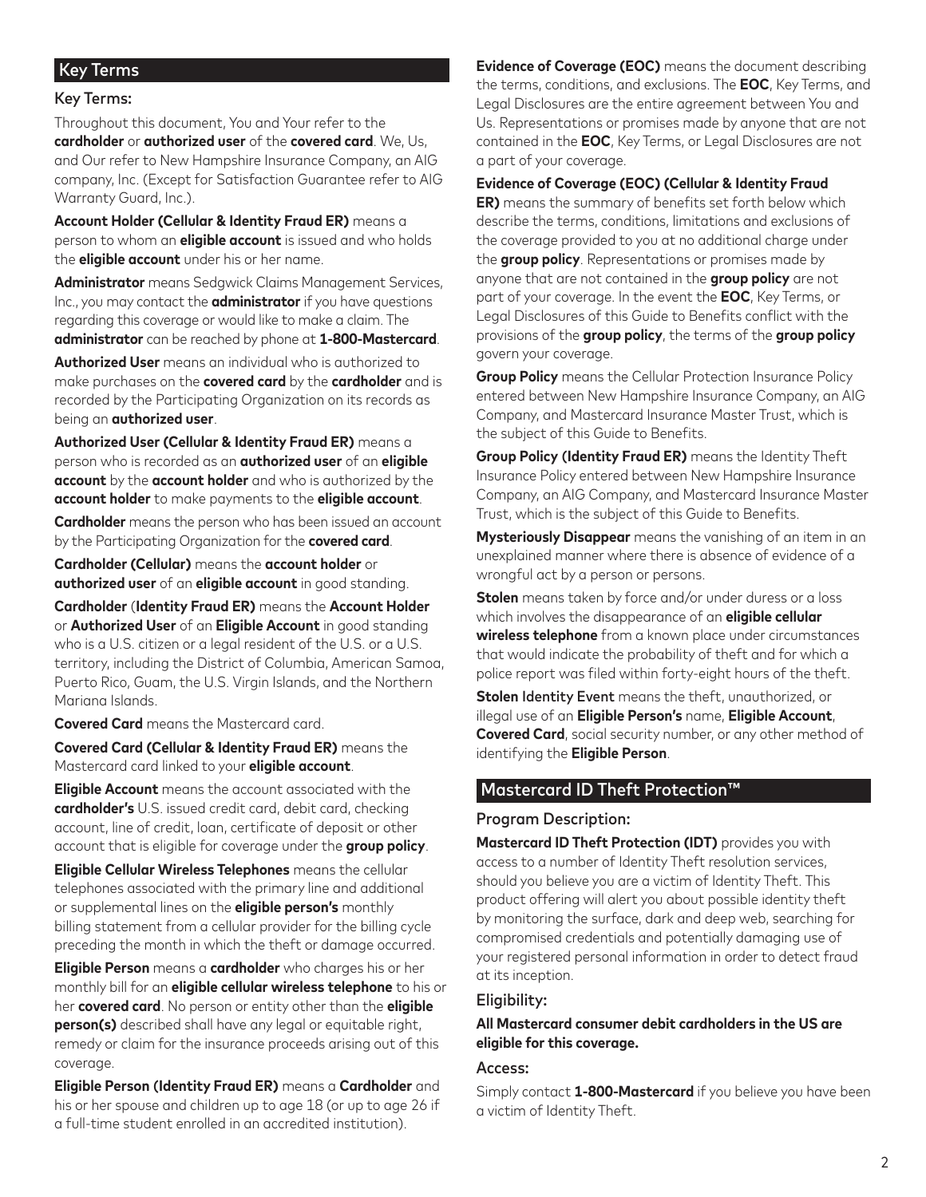## Key Terms

### Key Terms:

Throughout this document, You and Your refer to the **cardholder** or **authorized user** of the **covered card**. We, Us, and Our refer to New Hampshire Insurance Company, an AIG company, Inc. (Except for Satisfaction Guarantee refer to AIG Warranty Guard, Inc.).

**Account Holder (Cellular & Identity Fraud ER)** means a person to whom an **eligible account** is issued and who holds the **eligible account** under his or her name.

**Administrator** means Sedgwick Claims Management Services, Inc., you may contact the **administrator** if you have questions regarding this coverage or would like to make a claim. The **administrator** can be reached by phone at **1-800-Mastercard**.

**Authorized User** means an individual who is authorized to make purchases on the **covered card** by the **cardholder** and is recorded by the Participating Organization on its records as being an **authorized user**.

**Authorized User (Cellular & Identity Fraud ER)** means a person who is recorded as an **authorized user** of an **eligible account** by the **account holder** and who is authorized by the **account holder** to make payments to the **eligible account**.

**Cardholder** means the person who has been issued an account by the Participating Organization for the **covered card**.

**Cardholder (Cellular)** means the **account holder** or **authorized user** of an **eligible account** in good standing.

**Cardholder** (**Identity Fraud ER)** means the **Account Holder** or **Authorized User** of an **Eligible Account** in good standing who is a U.S. citizen or a legal resident of the U.S. or a U.S. territory, including the District of Columbia, American Samoa, Puerto Rico, Guam, the U.S. Virgin Islands, and the Northern Mariana Islands.

**Covered Card** means the Mastercard card.

**Covered Card (Cellular & Identity Fraud ER)** means the Mastercard card linked to your **eligible account**.

**Eligible Account** means the account associated with the **cardholder's** U.S. issued credit card, debit card, checking account, line of credit, loan, certificate of deposit or other account that is eligible for coverage under the **group policy**.

**Eligible Cellular Wireless Telephones** means the cellular telephones associated with the primary line and additional or supplemental lines on the **eligible person's** monthly billing statement from a cellular provider for the billing cycle preceding the month in which the theft or damage occurred.

**Eligible Person** means a **cardholder** who charges his or her monthly bill for an **eligible cellular wireless telephone** to his or her **covered card**. No person or entity other than the **eligible person(s)** described shall have any legal or equitable right, remedy or claim for the insurance proceeds arising out of this coverage.

**Eligible Person (Identity Fraud ER)** means a **Cardholder** and his or her spouse and children up to age 18 (or up to age 26 if a full-time student enrolled in an accredited institution).

**Evidence of Coverage (EOC)** means the document describing the terms, conditions, and exclusions. The **EOC**, Key Terms, and Legal Disclosures are the entire agreement between You and Us. Representations or promises made by anyone that are not contained in the **EOC**, Key Terms, or Legal Disclosures are not a part of your coverage.

**Evidence of Coverage (EOC) (Cellular & Identity Fraud ER)** means the summary of benefits set forth below which describe the terms, conditions, limitations and exclusions of the coverage provided to you at no additional charge under the **group policy**. Representations or promises made by anyone that are not contained in the **group policy** are not part of your coverage. In the event the **EOC**, Key Terms, or Legal Disclosures of this Guide to Benefits conflict with the provisions of the **group policy**, the terms of the **group policy** govern your coverage.

**Group Policy** means the Cellular Protection Insurance Policy entered between New Hampshire Insurance Company, an AIG Company, and Mastercard Insurance Master Trust, which is the subject of this Guide to Benefits.

**Group Policy (Identity Fraud ER)** means the Identity Theft Insurance Policy entered between New Hampshire Insurance Company, an AIG Company, and Mastercard Insurance Master Trust, which is the subject of this Guide to Benefits.

**Mysteriously Disappear** means the vanishing of an item in an unexplained manner where there is absence of evidence of a wrongful act by a person or persons.

**Stolen** means taken by force and/or under duress or a loss which involves the disappearance of an **eligible cellular wireless telephone** from a known place under circumstances that would indicate the probability of theft and for which a police report was filed within forty-eight hours of the theft.

**Stolen Identity Event** means the theft, unauthorized, or illegal use of an **Eligible Person's** name, **Eligible Account**, **Covered Card**, social security number, or any other method of identifying the **Eligible Person**.

## Mastercard ID Theft Protection™

### Program Description:

**Mastercard ID Theft Protection (IDT)** provides you with access to a number of Identity Theft resolution services, should you believe you are a victim of Identity Theft. This product offering will alert you about possible identity theft by monitoring the surface, dark and deep web, searching for compromised credentials and potentially damaging use of your registered personal information in order to detect fraud at its inception.

### Eligibility:

**All Mastercard consumer debit cardholders in the US are eligible for this coverage.**

### Access:

Simply contact **1-800-Mastercard** if you believe you have been a victim of Identity Theft.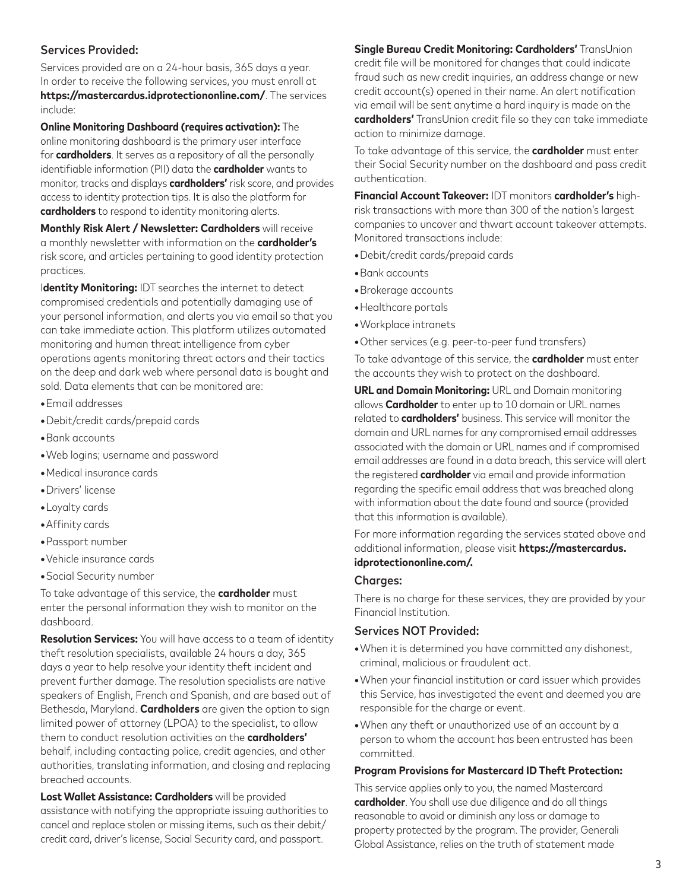## Services Provided:

Services provided are on a 24-hour basis, 365 days a year. In order to receive the following services, you must enroll at **https://mastercardus.idprotectiononline.com/**. The services include:

**Online Monitoring Dashboard (requires activation):** The online monitoring dashboard is the primary user interface for **cardholders**. It serves as a repository of all the personally identifiable information (PII) data the **cardholder** wants to monitor, tracks and displays **cardholders'** risk score, and provides access to identity protection tips. It is also the platform for **cardholders** to respond to identity monitoring alerts.

**Monthly Risk Alert / Newsletter: Cardholders** will receive a monthly newsletter with information on the **cardholder's** risk score, and articles pertaining to good identity protection practices.

**Identity Monitoring:** IDT searches the internet to detect compromised credentials and potentially damaging use of your personal information, and alerts you via email so that you can take immediate action. This platform utilizes automated monitoring and human threat intelligence from cyber operations agents monitoring threat actors and their tactics on the deep and dark web where personal data is bought and sold. Data elements that can be monitored are:

- Email addresses
- Debit/credit cards/prepaid cards
- Bank accounts
- Web logins; username and password
- Medical insurance cards
- Drivers' license
- Loyalty cards
- Affinity cards
- Passport number
- Vehicle insurance cards
- Social Security number

To take advantage of this service, the **cardholder** must enter the personal information they wish to monitor on the dashboard.

**Resolution Services:** You will have access to a team of identity theft resolution specialists, available 24 hours a day, 365 days a year to help resolve your identity theft incident and prevent further damage. The resolution specialists are native speakers of English, French and Spanish, and are based out of Bethesda, Maryland. **Cardholders** are given the option to sign limited power of attorney (LPOA) to the specialist, to allow them to conduct resolution activities on the **cardholders'** behalf, including contacting police, credit agencies, and other authorities, translating information, and closing and replacing breached accounts.

**Lost Wallet Assistance: Cardholders** will be provided assistance with notifying the appropriate issuing authorities to cancel and replace stolen or missing items, such as their debit/credit card, driver's license, Social Security card, and passport.

**Single Bureau Credit Monitoring: Cardholders'** TransUnion credit file will be monitored for changes that could indicate fraud such as new credit inquiries, an address change or new credit account(s) opened in their name. An alert notification via email will be sent anytime a hard inquiry is made on the **cardholders'** TransUnion credit file so they can take immediate action to minimize damage.

To take advantage of this service, the **cardholder** must enter their Social Security number on the dashboard and pass credit authentication.

**Financial Account Takeover:** IDT monitors **cardholder's** high-risk transactions with more than 300 of the nation's largest companies to uncover and thwart account takeover attempts. Monitored transactions include:

- Debit/credit cards/prepaid cards
- Bank accounts
- Brokerage accounts
- Healthcare portals
- Workplace intranets
- Other services (e.g. peer-to-peer fund transfers)

To take advantage of this service, the **cardholder** must enter the accounts they wish to protect on the dashboard.

**URL and Domain Monitoring:** URL and Domain monitoring allows **Cardholder** to enter up to 10 domain or URL names related to **cardholders'** business. This service will monitor the domain and URL names for any compromised email addresses associated with the domain or URL names and if compromised email addresses are found in a data breach, this service will alert the registered **cardholder** via email and provide information regarding the specific email address that was breached along with information about the date found and source (provided that this information is available).

For more information regarding the services stated above and additional information, please visit **https://mastercardus.idprotectiononline.com/.**

## Charges:

There is no charge for these services, they are provided by your Financial Institution.

## Services NOT Provided:

- When it is determined you have committed any dishonest, criminal, malicious or fraudulent act.
- When your financial institution or card issuer which provides this Service, has investigated the event and deemed you are responsible for the charge or event.
- When any theft or unauthorized use of an account by a person to whom the account has been entrusted has been committed.

### Program Provisions for Mastercard ID Theft Protection:

This service applies only to you, the named Mastercard **cardholder**. You shall use due diligence and do all things reasonable to avoid or diminish any loss or damage to property protected by the program. The provider, Generali Global Assistance, relies on the truth of statement made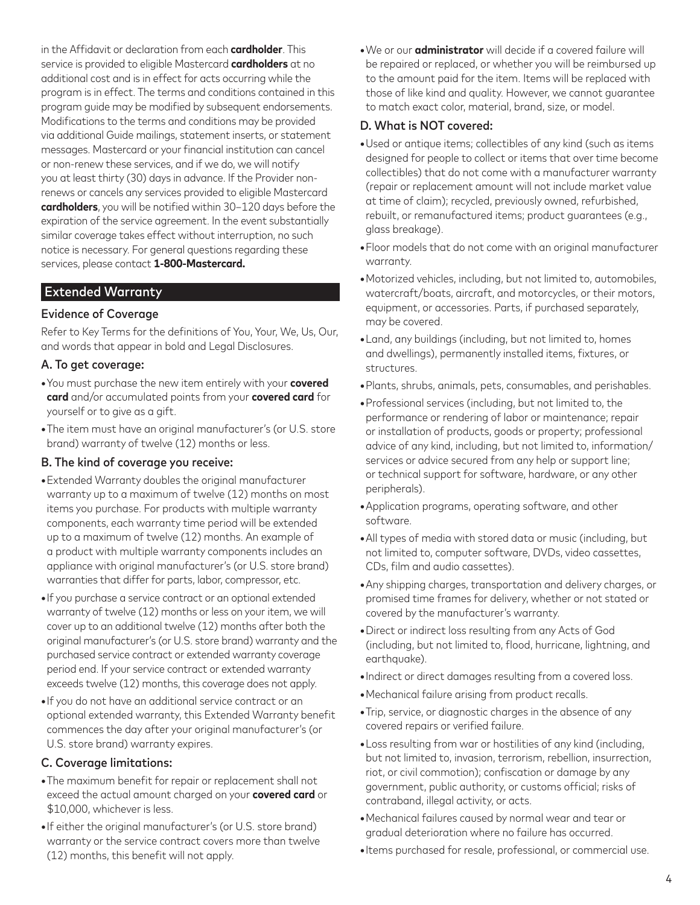in the Affidavit or declaration from each **cardholder**. This service is provided to eligible Mastercard **cardholders** at no additional cost and is in effect for acts occurring while the program is in effect. The terms and conditions contained in this program guide may be modified by subsequent endorsements. Modifications to the terms and conditions may be provided via additional Guide mailings, statement inserts, or statement messages. Mastercard or your financial institution can cancel or non-renew these services, and if we do, we will notify you at least thirty (30) days in advance. If the Provider non-renews or cancels any services provided to eligible Mastercard **cardholders**, you will be notified within 30–120 days before the expiration of the service agreement. In the event substantially similar coverage takes effect without interruption, no such notice is necessary. For general questions regarding these services, please contact **1-800-Mastercard.**

## Extended Warranty

### Evidence of Coverage

Refer to Key Terms for the definitions of You, Your, We, Us, Our, and words that appear in bold and Legal Disclosures.

### A. To get coverage:

- You must purchase the new item entirely with your **covered card** and/or accumulated points from your **covered card** for yourself or to give as a gift.
- The item must have an original manufacturer's (or U.S. store brand) warranty of twelve (12) months or less.

### B. The kind of coverage you receive:

- Extended Warranty doubles the original manufacturer warranty up to a maximum of twelve (12) months on most items you purchase. For products with multiple warranty components, each warranty time period will be extended up to a maximum of twelve (12) months. An example of a product with multiple warranty components includes an appliance with original manufacturer's (or U.S. store brand) warranties that differ for parts, labor, compressor, etc.
- If you purchase a service contract or an optional extended warranty of twelve (12) months or less on your item, we will cover up to an additional twelve (12) months after both the original manufacturer's (or U.S. store brand) warranty and the purchased service contract or extended warranty coverage period end. If your service contract or extended warranty exceeds twelve (12) months, this coverage does not apply.
- If you do not have an additional service contract or an optional extended warranty, this Extended Warranty benefit commences the day after your original manufacturer's (or U.S. store brand) warranty expires.

### C. Coverage limitations:

- The maximum benefit for repair or replacement shall not exceed the actual amount charged on your **covered card** or $10,000, whichever is less.
- If either the original manufacturer's (or U.S. store brand) warranty or the service contract covers more than twelve (12) months, this benefit will not apply.
- We or our **administrator** will decide if a covered failure will be repaired or replaced, or whether you will be reimbursed up to the amount paid for the item. Items will be replaced with those of like kind and quality. However, we cannot guarantee to match exact color, material, brand, size, or model.

### D. What is NOT covered:

- Used or antique items; collectibles of any kind (such as items designed for people to collect or items that over time become collectibles) that do not come with a manufacturer warranty (repair or replacement amount will not include market value at time of claim); recycled, previously owned, refurbished, rebuilt, or remanufactured items; product guarantees (e.g., glass breakage).
- Floor models that do not come with an original manufacturer warranty.
- Motorized vehicles, including, but not limited to, automobiles, watercraft/boats, aircraft, and motorcycles, or their motors, equipment, or accessories. Parts, if purchased separately, may be covered.
- Land, any buildings (including, but not limited to, homes and dwellings), permanently installed items, fixtures, or structures.
- Plants, shrubs, animals, pets, consumables, and perishables.
- Professional services (including, but not limited to, the performance or rendering of labor or maintenance; repair or installation of products, goods or property; professional advice of any kind, including, but not limited to, information/services or advice secured from any help or support line; or technical support for software, hardware, or any other peripherals).
- Application programs, operating software, and other software.
- All types of media with stored data or music (including, but not limited to, computer software, DVDs, video cassettes, CDs, film and audio cassettes).
- Any shipping charges, transportation and delivery charges, or promised time frames for delivery, whether or not stated or covered by the manufacturer's warranty.
- Direct or indirect loss resulting from any Acts of God (including, but not limited to, flood, hurricane, lightning, and earthquake).
- Indirect or direct damages resulting from a covered loss.
- Mechanical failure arising from product recalls.
- Trip, service, or diagnostic charges in the absence of any covered repairs or verified failure.
- Loss resulting from war or hostilities of any kind (including, but not limited to, invasion, terrorism, rebellion, insurrection, riot, or civil commotion); confiscation or damage by any government, public authority, or customs official; risks of contraband, illegal activity, or acts.
- Mechanical failures caused by normal wear and tear or gradual deterioration where no failure has occurred.
- Items purchased for resale, professional, or commercial use.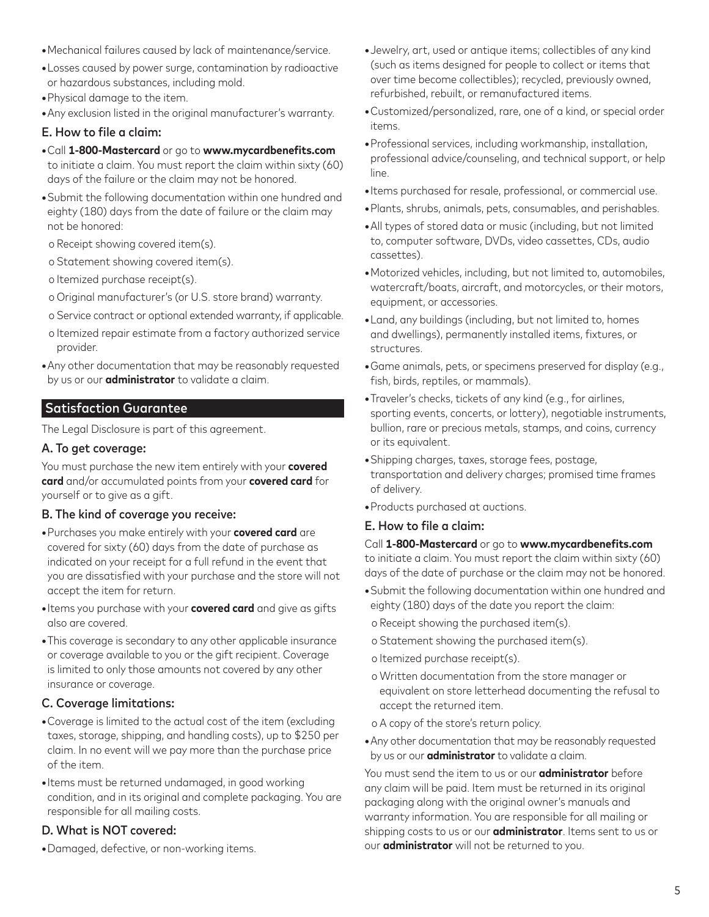- Mechanical failures caused by lack of maintenance/service.
- Losses caused by power surge, contamination by radioactive or hazardous substances, including mold.
- Physical damage to the item.
- Any exclusion listed in the original manufacturer's warranty.

### E. How to file a claim:

- Call **1-800-Mastercard** or go to **www.mycardbenefits.com** to initiate a claim. You must report the claim within sixty (60) days of the failure or the claim may not be honored.
- Submit the following documentation within one hundred and eighty (180) days from the date of failure or the claim may not be honored:
  - Receipt showing covered item(s).
  - Statement showing covered item(s).
  - Itemized purchase receipt(s).
  - Original manufacturer's (or U.S. store brand) warranty.
  - Service contract or optional extended warranty, if applicable.
  - Itemized repair estimate from a factory authorized service provider.
- Any other documentation that may be reasonably requested by us or our **administrator** to validate a claim.

## Satisfaction Guarantee

The Legal Disclosure is part of this agreement.

### A. To get coverage:

You must purchase the new item entirely with your **covered card** and/or accumulated points from your **covered card** for yourself or to give as a gift.

### B. The kind of coverage you receive:

- Purchases you make entirely with your **covered card** are covered for sixty (60) days from the date of purchase as indicated on your receipt for a full refund in the event that you are dissatisfied with your purchase and the store will not accept the item for return.
- Items you purchase with your **covered card** and give as gifts also are covered.
- This coverage is secondary to any other applicable insurance or coverage available to you or the gift recipient. Coverage is limited to only those amounts not covered by any other insurance or coverage.

### C. Coverage limitations:

- Coverage is limited to the actual cost of the item (excluding taxes, storage, shipping, and handling costs), up to $250 per claim. In no event will we pay more than the purchase price of the item.
- Items must be returned undamaged, in good working condition, and in its original and complete packaging. You are responsible for all mailing costs.

### D. What is NOT covered:

- Damaged, defective, or non-working items.
- Jewelry, art, used or antique items; collectibles of any kind (such as items designed for people to collect or items that over time become collectibles); recycled, previously owned, refurbished, rebuilt, or remanufactured items.
- Customized/personalized, rare, one of a kind, or special order items.
- Professional services, including workmanship, installation, professional advice/counseling, and technical support, or help line.
- Items purchased for resale, professional, or commercial use.
- Plants, shrubs, animals, pets, consumables, and perishables.
- All types of stored data or music (including, but not limited to, computer software, DVDs, video cassettes, CDs, audio cassettes).
- Motorized vehicles, including, but not limited to, automobiles, watercraft/boats, aircraft, and motorcycles, or their motors, equipment, or accessories.
- Land, any buildings (including, but not limited to, homes and dwellings), permanently installed items, fixtures, or structures.
- Game animals, pets, or specimens preserved for display (e.g., fish, birds, reptiles, or mammals).
- Traveler's checks, tickets of any kind (e.g., for airlines, sporting events, concerts, or lottery), negotiable instruments, bullion, rare or precious metals, stamps, and coins, currency or its equivalent.
- Shipping charges, taxes, storage fees, postage, transportation and delivery charges; promised time frames of delivery.
- Products purchased at auctions.

### E. How to file a claim:

Call **1-800-Mastercard** or go to **www.mycardbenefits.com** to initiate a claim. You must report the claim within sixty (60) days of the date of purchase or the claim may not be honored.

- Submit the following documentation within one hundred and eighty (180) days of the date you report the claim:
  - Receipt showing the purchased item(s).
  - Statement showing the purchased item(s).
  - Itemized purchase receipt(s).
  - Written documentation from the store manager or equivalent on store letterhead documenting the refusal to accept the returned item.
  - A copy of the store's return policy.
- Any other documentation that may be reasonably requested by us or our **administrator** to validate a claim.

You must send the item to us or our **administrator** before any claim will be paid. Item must be returned in its original packaging along with the original owner's manuals and warranty information. You are responsible for all mailing or shipping costs to us or our **administrator**. Items sent to us or our **administrator** will not be returned to you.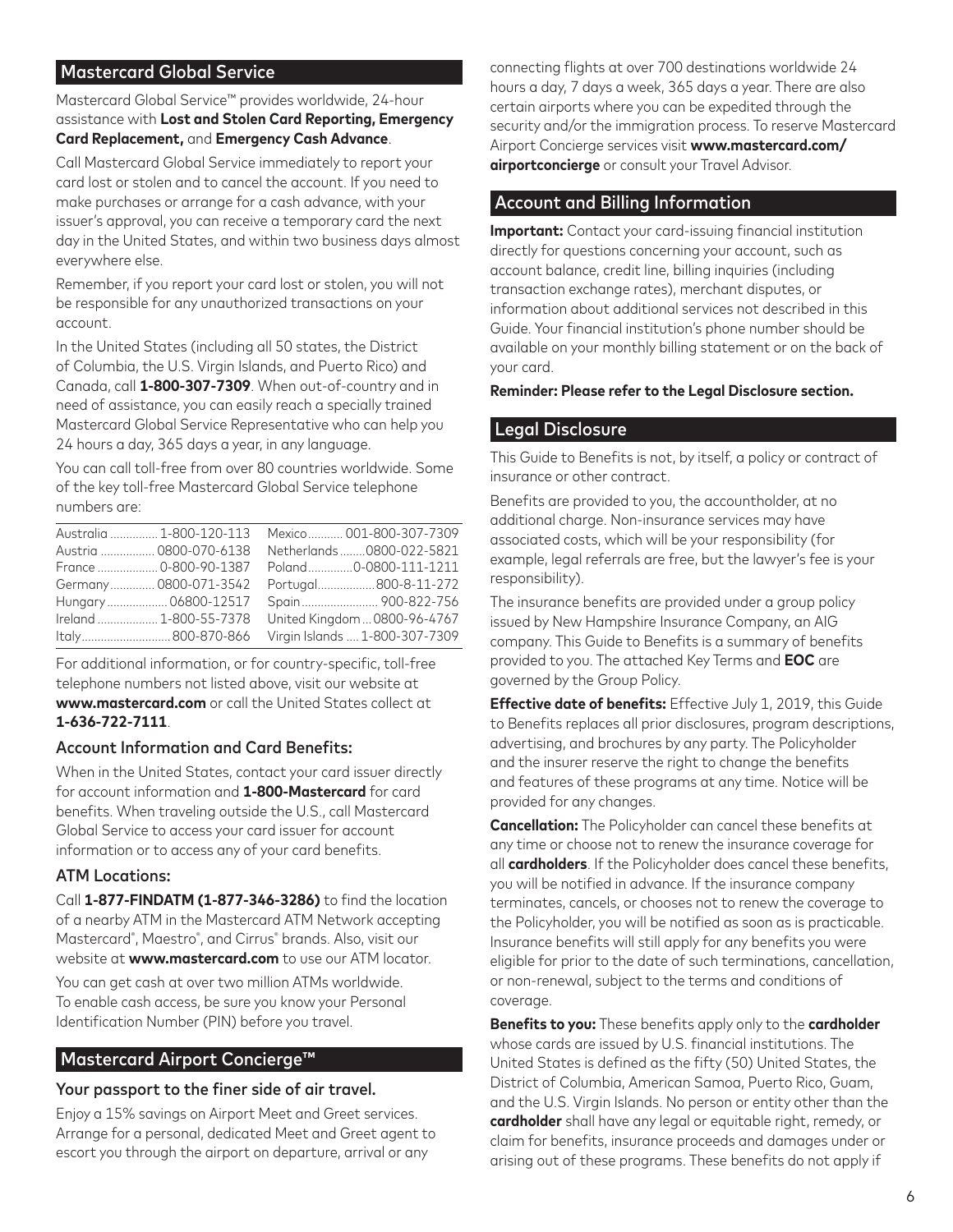## Mastercard Global Service

Mastercard Global Service™ provides worldwide, 24-hour assistance with **Lost and Stolen Card Reporting, Emergency Card Replacement,** and **Emergency Cash Advance**.

Call Mastercard Global Service immediately to report your card lost or stolen and to cancel the account. If you need to make purchases or arrange for a cash advance, with your issuer's approval, you can receive a temporary card the next day in the United States, and within two business days almost everywhere else.

Remember, if you report your card lost or stolen, you will not be responsible for any unauthorized transactions on your account.

In the United States (including all 50 states, the District of Columbia, the U.S. Virgin Islands, and Puerto Rico) and Canada, call **1-800-307-7309**. When out-of-country and in need of assistance, you can easily reach a specially trained Mastercard Global Service Representative who can help you 24 hours a day, 365 days a year, in any language.

You can call toll-free from over 80 countries worldwide. Some of the key toll-free Mastercard Global Service telephone numbers are:

| Country | Number | Country | Number |
|---|---|---|---|
| Australia | 1-800-120-113 | Mexico | 001-800-307-7309 |
| Austria | 0800-070-6138 | Netherlands | 0800-022-5821 |
| France | 0-800-90-1387 | Poland | 0-0800-111-1211 |
| Germany | 0800-071-3542 | Portugal | 800-8-11-272 |
| Hungary | 06800-12517 | Spain | 900-822-756 |
| Ireland | 1-800-55-7378 | United Kingdom | 0800-96-4767 |
| Italy | 800-870-866 | Virgin Islands | 1-800-307-7309 |

For additional information, or for country-specific, toll-free telephone numbers not listed above, visit our website at **www.mastercard.com** or call the United States collect at **1-636-722-7111**.

### Account Information and Card Benefits:

When in the United States, contact your card issuer directly for account information and **1-800-Mastercard** for card benefits. When traveling outside the U.S., call Mastercard Global Service to access your card issuer for account information or to access any of your card benefits.

### ATM Locations:

Call **1-877-FINDATM (1-877-346-3286)** to find the location of a nearby ATM in the Mastercard ATM Network accepting Mastercard®, Maestro®, and Cirrus® brands. Also, visit our website at **www.mastercard.com** to use our ATM locator.

You can get cash at over two million ATMs worldwide. To enable cash access, be sure you know your Personal Identification Number (PIN) before you travel.

## Mastercard Airport Concierge™

### Your passport to the finer side of air travel.

Enjoy a 15% savings on Airport Meet and Greet services. Arrange for a personal, dedicated Meet and Greet agent to escort you through the airport on departure, arrival or any connecting flights at over 700 destinations worldwide 24 hours a day, 7 days a week, 365 days a year. There are also certain airports where you can be expedited through the security and/or the immigration process. To reserve Mastercard Airport Concierge services visit **www.mastercard.com/airportconcierge** or consult your Travel Advisor.

## Account and Billing Information

**Important:** Contact your card-issuing financial institution directly for questions concerning your account, such as account balance, credit line, billing inquiries (including transaction exchange rates), merchant disputes, or information about additional services not described in this Guide. Your financial institution's phone number should be available on your monthly billing statement or on the back of your card.

**Reminder: Please refer to the Legal Disclosure section.**

## Legal Disclosure

This Guide to Benefits is not, by itself, a policy or contract of insurance or other contract.

Benefits are provided to you, the accountholder, at no additional charge. Non-insurance services may have associated costs, which will be your responsibility (for example, legal referrals are free, but the lawyer's fee is your responsibility).

The insurance benefits are provided under a group policy issued by New Hampshire Insurance Company, an AIG company. This Guide to Benefits is a summary of benefits provided to you. The attached Key Terms and **EOC** are governed by the Group Policy.

**Effective date of benefits:** Effective July 1, 2019, this Guide to Benefits replaces all prior disclosures, program descriptions, advertising, and brochures by any party. The Policyholder and the insurer reserve the right to change the benefits and features of these programs at any time. Notice will be provided for any changes.

**Cancellation:** The Policyholder can cancel these benefits at any time or choose not to renew the insurance coverage for all **cardholders**. If the Policyholder does cancel these benefits, you will be notified in advance. If the insurance company terminates, cancels, or chooses not to renew the coverage to the Policyholder, you will be notified as soon as is practicable. Insurance benefits will still apply for any benefits you were eligible for prior to the date of such terminations, cancellation, or non-renewal, subject to the terms and conditions of coverage.

**Benefits to you:** These benefits apply only to the **cardholder** whose cards are issued by U.S. financial institutions. The United States is defined as the fifty (50) United States, the District of Columbia, American Samoa, Puerto Rico, Guam, and the U.S. Virgin Islands. No person or entity other than the **cardholder** shall have any legal or equitable right, remedy, or claim for benefits, insurance proceeds and damages under or arising out of these programs. These benefits do not apply if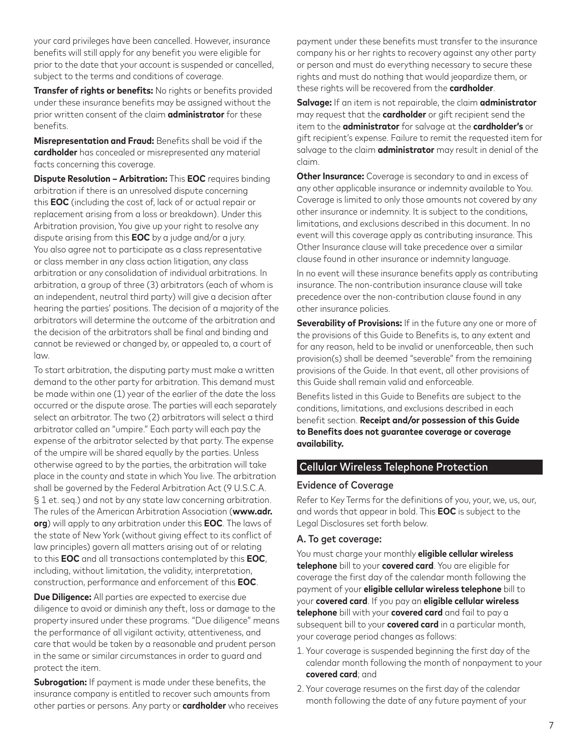your card privileges have been cancelled. However, insurance benefits will still apply for any benefit you were eligible for prior to the date that your account is suspended or cancelled, subject to the terms and conditions of coverage.

**Transfer of rights or benefits:** No rights or benefits provided under these insurance benefits may be assigned without the prior written consent of the claim **administrator** for these benefits.

**Misrepresentation and Fraud:** Benefits shall be void if the **cardholder** has concealed or misrepresented any material facts concerning this coverage.

**Dispute Resolution – Arbitration:** This **EOC** requires binding arbitration if there is an unresolved dispute concerning this **EOC** (including the cost of, lack of or actual repair or replacement arising from a loss or breakdown). Under this Arbitration provision, You give up your right to resolve any dispute arising from this **EOC** by a judge and/or a jury. You also agree not to participate as a class representative or class member in any class action litigation, any class arbitration or any consolidation of individual arbitrations. In arbitration, a group of three (3) arbitrators (each of whom is an independent, neutral third party) will give a decision after hearing the parties' positions. The decision of a majority of the arbitrators will determine the outcome of the arbitration and the decision of the arbitrators shall be final and binding and cannot be reviewed or changed by, or appealed to, a court of law.

To start arbitration, the disputing party must make a written demand to the other party for arbitration. This demand must be made within one (1) year of the earlier of the date the loss occurred or the dispute arose. The parties will each separately select an arbitrator. The two (2) arbitrators will select a third arbitrator called an "umpire." Each party will each pay the expense of the arbitrator selected by that party. The expense of the umpire will be shared equally by the parties. Unless otherwise agreed to by the parties, the arbitration will take place in the county and state in which You live. The arbitration shall be governed by the Federal Arbitration Act (9 U.S.C.A. § 1 et. seq.) and not by any state law concerning arbitration. The rules of the American Arbitration Association (**www.adr.org**) will apply to any arbitration under this **EOC**. The laws of the state of New York (without giving effect to its conflict of law principles) govern all matters arising out of or relating to this **EOC** and all transactions contemplated by this **EOC**, including, without limitation, the validity, interpretation, construction, performance and enforcement of this **EOC**.

**Due Diligence:** All parties are expected to exercise due diligence to avoid or diminish any theft, loss or damage to the property insured under these programs. "Due diligence" means the performance of all vigilant activity, attentiveness, and care that would be taken by a reasonable and prudent person in the same or similar circumstances in order to guard and protect the item.

**Subrogation:** If payment is made under these benefits, the insurance company is entitled to recover such amounts from other parties or persons. Any party or **cardholder** who receives payment under these benefits must transfer to the insurance company his or her rights to recovery against any other party or person and must do everything necessary to secure these rights and must do nothing that would jeopardize them, or these rights will be recovered from the **cardholder**.

**Salvage:** If an item is not repairable, the claim **administrator** may request that the **cardholder** or gift recipient send the item to the **administrator** for salvage at the **cardholder's** or gift recipient's expense. Failure to remit the requested item for salvage to the claim **administrator** may result in denial of the claim.

**Other Insurance:** Coverage is secondary to and in excess of any other applicable insurance or indemnity available to You. Coverage is limited to only those amounts not covered by any other insurance or indemnity. It is subject to the conditions, limitations, and exclusions described in this document. In no event will this coverage apply as contributing insurance. This Other Insurance clause will take precedence over a similar clause found in other insurance or indemnity language.

In no event will these insurance benefits apply as contributing insurance. The non-contribution insurance clause will take precedence over the non-contribution clause found in any other insurance policies.

**Severability of Provisions:** If in the future any one or more of the provisions of this Guide to Benefits is, to any extent and for any reason, held to be invalid or unenforceable, then such provision(s) shall be deemed "severable" from the remaining provisions of the Guide. In that event, all other provisions of this Guide shall remain valid and enforceable.

Benefits listed in this Guide to Benefits are subject to the conditions, limitations, and exclusions described in each benefit section. **Receipt and/or possession of this Guide to Benefits does not guarantee coverage or coverage availability.**

## Cellular Wireless Telephone Protection

### Evidence of Coverage

Refer to Key Terms for the definitions of you, your, we, us, our, and words that appear in bold. This **EOC** is subject to the Legal Disclosures set forth below.

### A. To get coverage:

You must charge your monthly **eligible cellular wireless telephone** bill to your **covered card**. You are eligible for coverage the first day of the calendar month following the payment of your **eligible cellular wireless telephone** bill to your **covered card**. If you pay an **eligible cellular wireless telephone** bill with your **covered card** and fail to pay a subsequent bill to your **covered card** in a particular month, your coverage period changes as follows:

1. Your coverage is suspended beginning the first day of the calendar month following the month of nonpayment to your **covered card**; and
2. Your coverage resumes on the first day of the calendar month following the date of any future payment of your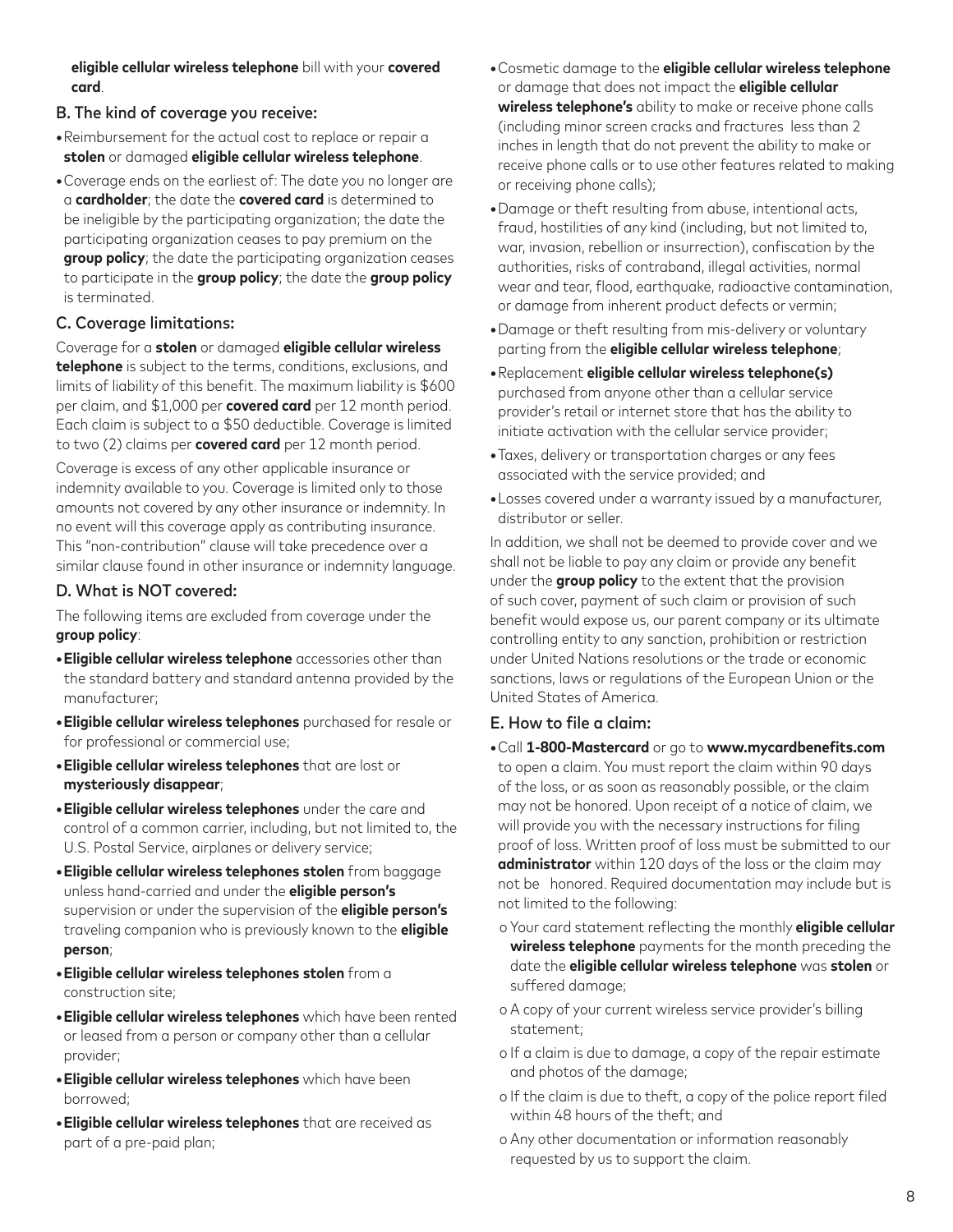**eligible cellular wireless telephone** bill with your **covered card**.

### B. The kind of coverage you receive:

- Reimbursement for the actual cost to replace or repair a **stolen** or damaged **eligible cellular wireless telephone**.
- Coverage ends on the earliest of: The date you no longer are a **cardholder**; the date the **covered card** is determined to be ineligible by the participating organization; the date the participating organization ceases to pay premium on the **group policy**; the date the participating organization ceases to participate in the **group policy**; the date the **group policy** is terminated.

### C. Coverage limitations:

Coverage for a **stolen** or damaged **eligible cellular wireless telephone** is subject to the terms, conditions, exclusions, and limits of liability of this benefit. The maximum liability is $600 per claim, and $1,000 per **covered card** per 12 month period. Each claim is subject to a $50 deductible. Coverage is limited to two (2) claims per **covered card** per 12 month period.

Coverage is excess of any other applicable insurance or indemnity available to you. Coverage is limited only to those amounts not covered by any other insurance or indemnity. In no event will this coverage apply as contributing insurance. This "non-contribution" clause will take precedence over a similar clause found in other insurance or indemnity language.

### D. What is NOT covered:

The following items are excluded from coverage under the **group policy**:

- **Eligible cellular wireless telephone** accessories other than the standard battery and standard antenna provided by the manufacturer;
- **Eligible cellular wireless telephones** purchased for resale or for professional or commercial use;
- **Eligible cellular wireless telephones** that are lost or **mysteriously disappear**;
- **Eligible cellular wireless telephones** under the care and control of a common carrier, including, but not limited to, the U.S. Postal Service, airplanes or delivery service;
- **Eligible cellular wireless telephones stolen** from baggage unless hand-carried and under the **eligible person's** supervision or under the supervision of the **eligible person's** traveling companion who is previously known to the **eligible person**;
- **Eligible cellular wireless telephones stolen** from a construction site;
- **Eligible cellular wireless telephones** which have been rented or leased from a person or company other than a cellular provider;
- **Eligible cellular wireless telephones** which have been borrowed;
- **Eligible cellular wireless telephones** that are received as part of a pre-paid plan;
- Cosmetic damage to the **eligible cellular wireless telephone** or damage that does not impact the **eligible cellular wireless telephone's** ability to make or receive phone calls (including minor screen cracks and fractures less than 2 inches in length that do not prevent the ability to make or receive phone calls or to use other features related to making or receiving phone calls);
- Damage or theft resulting from abuse, intentional acts, fraud, hostilities of any kind (including, but not limited to, war, invasion, rebellion or insurrection), confiscation by the authorities, risks of contraband, illegal activities, normal wear and tear, flood, earthquake, radioactive contamination, or damage from inherent product defects or vermin;
- Damage or theft resulting from mis-delivery or voluntary parting from the **eligible cellular wireless telephone**;
- Replacement **eligible cellular wireless telephone(s)** purchased from anyone other than a cellular service provider's retail or internet store that has the ability to initiate activation with the cellular service provider;
- Taxes, delivery or transportation charges or any fees associated with the service provided; and
- Losses covered under a warranty issued by a manufacturer, distributor or seller.

In addition, we shall not be deemed to provide cover and we shall not be liable to pay any claim or provide any benefit under the **group policy** to the extent that the provision of such cover, payment of such claim or provision of such benefit would expose us, our parent company or its ultimate controlling entity to any sanction, prohibition or restriction under United Nations resolutions or the trade or economic sanctions, laws or regulations of the European Union or the United States of America.

### E. How to file a claim:

- Call **1-800-Mastercard** or go to **www.mycardbenefits.com** to open a claim. You must report the claim within 90 days of the loss, or as soon as reasonably possible, or the claim may not be honored. Upon receipt of a notice of claim, we will provide you with the necessary instructions for filing proof of loss. Written proof of loss must be submitted to our **administrator** within 120 days of the loss or the claim may not be honored. Required documentation may include but is not limited to the following:
  - Your card statement reflecting the monthly **eligible cellular wireless telephone** payments for the month preceding the date the **eligible cellular wireless telephone** was **stolen** or suffered damage;
  - A copy of your current wireless service provider's billing statement;
  - If a claim is due to damage, a copy of the repair estimate and photos of the damage;
  - If the claim is due to theft, a copy of the police report filed within 48 hours of the theft; and
  - Any other documentation or information reasonably requested by us to support the claim.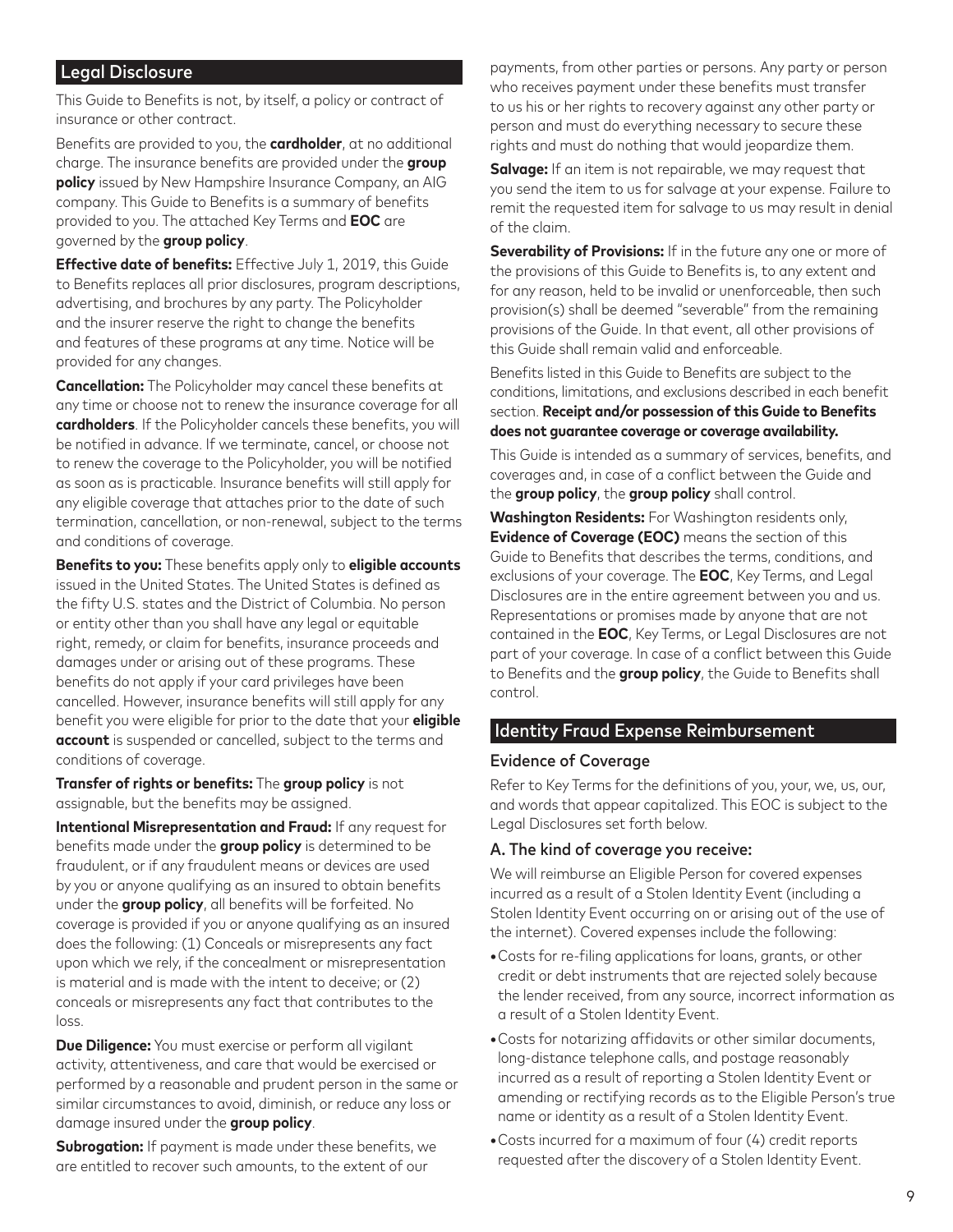## Legal Disclosure

This Guide to Benefits is not, by itself, a policy or contract of insurance or other contract.

Benefits are provided to you, the **cardholder**, at no additional charge. The insurance benefits are provided under the **group policy** issued by New Hampshire Insurance Company, an AIG company. This Guide to Benefits is a summary of benefits provided to you. The attached Key Terms and **EOC** are governed by the **group policy**.

**Effective date of benefits:** Effective July 1, 2019, this Guide to Benefits replaces all prior disclosures, program descriptions, advertising, and brochures by any party. The Policyholder and the insurer reserve the right to change the benefits and features of these programs at any time. Notice will be provided for any changes.

**Cancellation:** The Policyholder may cancel these benefits at any time or choose not to renew the insurance coverage for all **cardholders**. If the Policyholder cancels these benefits, you will be notified in advance. If we terminate, cancel, or choose not to renew the coverage to the Policyholder, you will be notified as soon as is practicable. Insurance benefits will still apply for any eligible coverage that attaches prior to the date of such termination, cancellation, or non-renewal, subject to the terms and conditions of coverage.

**Benefits to you:** These benefits apply only to **eligible accounts** issued in the United States. The United States is defined as the fifty U.S. states and the District of Columbia. No person or entity other than you shall have any legal or equitable right, remedy, or claim for benefits, insurance proceeds and damages under or arising out of these programs. These benefits do not apply if your card privileges have been cancelled. However, insurance benefits will still apply for any benefit you were eligible for prior to the date that your **eligible account** is suspended or cancelled, subject to the terms and conditions of coverage.

**Transfer of rights or benefits:** The **group policy** is not assignable, but the benefits may be assigned.

**Intentional Misrepresentation and Fraud:** If any request for benefits made under the **group policy** is determined to be fraudulent, or if any fraudulent means or devices are used by you or anyone qualifying as an insured to obtain benefits under the **group policy**, all benefits will be forfeited. No coverage is provided if you or anyone qualifying as an insured does the following: (1) Conceals or misrepresents any fact upon which we rely, if the concealment or misrepresentation is material and is made with the intent to deceive; or (2) conceals or misrepresents any fact that contributes to the loss.

**Due Diligence:** You must exercise or perform all vigilant activity, attentiveness, and care that would be exercised or performed by a reasonable and prudent person in the same or similar circumstances to avoid, diminish, or reduce any loss or damage insured under the **group policy**.

**Subrogation:** If payment is made under these benefits, we are entitled to recover such amounts, to the extent of our payments, from other parties or persons. Any party or person who receives payment under these benefits must transfer to us his or her rights to recovery against any other party or person and must do everything necessary to secure these rights and must do nothing that would jeopardize them.

**Salvage:** If an item is not repairable, we may request that you send the item to us for salvage at your expense. Failure to remit the requested item for salvage to us may result in denial of the claim.

**Severability of Provisions:** If in the future any one or more of the provisions of this Guide to Benefits is, to any extent and for any reason, held to be invalid or unenforceable, then such provision(s) shall be deemed "severable" from the remaining provisions of the Guide. In that event, all other provisions of this Guide shall remain valid and enforceable.

Benefits listed in this Guide to Benefits are subject to the conditions, limitations, and exclusions described in each benefit section. **Receipt and/or possession of this Guide to Benefits does not guarantee coverage or coverage availability.**

This Guide is intended as a summary of services, benefits, and coverages and, in case of a conflict between the Guide and the **group policy**, the **group policy** shall control.

**Washington Residents:** For Washington residents only, **Evidence of Coverage (EOC)** means the section of this Guide to Benefits that describes the terms, conditions, and exclusions of your coverage. The **EOC**, Key Terms, and Legal Disclosures are in the entire agreement between you and us. Representations or promises made by anyone that are not contained in the **EOC**, Key Terms, or Legal Disclosures are not part of your coverage. In case of a conflict between this Guide to Benefits and the **group policy**, the Guide to Benefits shall control.

## Identity Fraud Expense Reimbursement

### Evidence of Coverage

Refer to Key Terms for the definitions of you, your, we, us, our, and words that appear capitalized. This EOC is subject to the Legal Disclosures set forth below.

### A. The kind of coverage you receive:

We will reimburse an Eligible Person for covered expenses incurred as a result of a Stolen Identity Event (including a Stolen Identity Event occurring on or arising out of the use of the internet). Covered expenses include the following:

- Costs for re-filing applications for loans, grants, or other credit or debt instruments that are rejected solely because the lender received, from any source, incorrect information as a result of a Stolen Identity Event.
- Costs for notarizing affidavits or other similar documents, long-distance telephone calls, and postage reasonably incurred as a result of reporting a Stolen Identity Event or amending or rectifying records as to the Eligible Person's true name or identity as a result of a Stolen Identity Event.
- Costs incurred for a maximum of four (4) credit reports requested after the discovery of a Stolen Identity Event.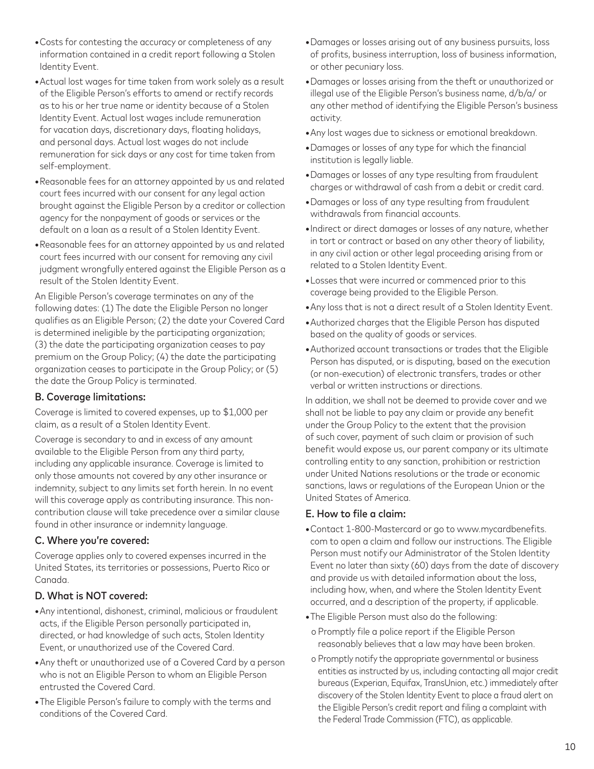- Costs for contesting the accuracy or completeness of any information contained in a credit report following a Stolen Identity Event.
- Actual lost wages for time taken from work solely as a result of the Eligible Person's efforts to amend or rectify records as to his or her true name or identity because of a Stolen Identity Event. Actual lost wages include remuneration for vacation days, discretionary days, floating holidays, and personal days. Actual lost wages do not include remuneration for sick days or any cost for time taken from self-employment.
- Reasonable fees for an attorney appointed by us and related court fees incurred with our consent for any legal action brought against the Eligible Person by a creditor or collection agency for the nonpayment of goods or services or the default on a loan as a result of a Stolen Identity Event.
- Reasonable fees for an attorney appointed by us and related court fees incurred with our consent for removing any civil judgment wrongfully entered against the Eligible Person as a result of the Stolen Identity Event.

An Eligible Person's coverage terminates on any of the following dates: (1) The date the Eligible Person no longer qualifies as an Eligible Person; (2) the date your Covered Card is determined ineligible by the participating organization; (3) the date the participating organization ceases to pay premium on the Group Policy; (4) the date the participating organization ceases to participate in the Group Policy; or (5) the date the Group Policy is terminated.

### B. Coverage limitations:

Coverage is limited to covered expenses, up to $1,000 per claim, as a result of a Stolen Identity Event.

Coverage is secondary to and in excess of any amount available to the Eligible Person from any third party, including any applicable insurance. Coverage is limited to only those amounts not covered by any other insurance or indemnity, subject to any limits set forth herein. In no event will this coverage apply as contributing insurance. This non-contribution clause will take precedence over a similar clause found in other insurance or indemnity language.

### C. Where you're covered:

Coverage applies only to covered expenses incurred in the United States, its territories or possessions, Puerto Rico or Canada.

### D. What is NOT covered:

- Any intentional, dishonest, criminal, malicious or fraudulent acts, if the Eligible Person personally participated in, directed, or had knowledge of such acts, Stolen Identity Event, or unauthorized use of the Covered Card.
- Any theft or unauthorized use of a Covered Card by a person who is not an Eligible Person to whom an Eligible Person entrusted the Covered Card.
- The Eligible Person's failure to comply with the terms and conditions of the Covered Card.
- Damages or losses arising out of any business pursuits, loss of profits, business interruption, loss of business information, or other pecuniary loss.
- Damages or losses arising from the theft or unauthorized or illegal use of the Eligible Person's business name, d/b/a/ or any other method of identifying the Eligible Person's business activity.
- Any lost wages due to sickness or emotional breakdown.
- Damages or losses of any type for which the financial institution is legally liable.
- Damages or losses of any type resulting from fraudulent charges or withdrawal of cash from a debit or credit card.
- Damages or loss of any type resulting from fraudulent withdrawals from financial accounts.
- Indirect or direct damages or losses of any nature, whether in tort or contract or based on any other theory of liability, in any civil action or other legal proceeding arising from or related to a Stolen Identity Event.
- Losses that were incurred or commenced prior to this coverage being provided to the Eligible Person.
- Any loss that is not a direct result of a Stolen Identity Event.
- Authorized charges that the Eligible Person has disputed based on the quality of goods or services.
- Authorized account transactions or trades that the Eligible Person has disputed, or is disputing, based on the execution (or non-execution) of electronic transfers, trades or other verbal or written instructions or directions.

In addition, we shall not be deemed to provide cover and we shall not be liable to pay any claim or provide any benefit under the Group Policy to the extent that the provision of such cover, payment of such claim or provision of such benefit would expose us, our parent company or its ultimate controlling entity to any sanction, prohibition or restriction under United Nations resolutions or the trade or economic sanctions, laws or regulations of the European Union or the United States of America.

### E. How to file a claim:

- Contact 1-800-Mastercard or go to www.mycardbenefits.com to open a claim and follow our instructions. The Eligible Person must notify our Administrator of the Stolen Identity Event no later than sixty (60) days from the date of discovery and provide us with detailed information about the loss, including how, when, and where the Stolen Identity Event occurred, and a description of the property, if applicable.
- The Eligible Person must also do the following:
  - Promptly file a police report if the Eligible Person reasonably believes that a law may have been broken.
  - Promptly notify the appropriate governmental or business entities as instructed by us, including contacting all major credit bureaus (Experian, Equifax, TransUnion, etc.) immediately after discovery of the Stolen Identity Event to place a fraud alert on the Eligible Person's credit report and filing a complaint with the Federal Trade Commission (FTC), as applicable.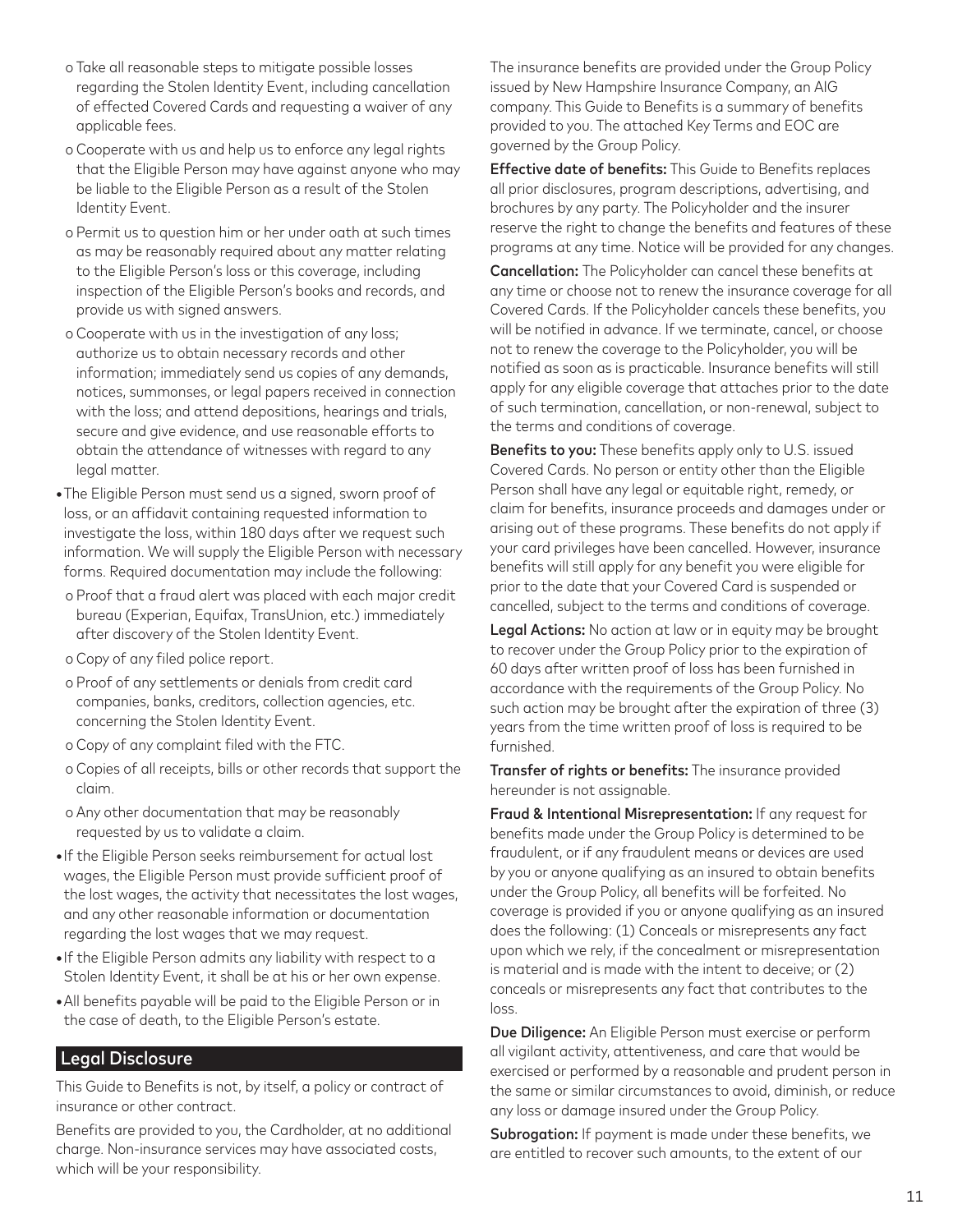- Take all reasonable steps to mitigate possible losses regarding the Stolen Identity Event, including cancellation of effected Covered Cards and requesting a waiver of any applicable fees.
- Cooperate with us and help us to enforce any legal rights that the Eligible Person may have against anyone who may be liable to the Eligible Person as a result of the Stolen Identity Event.
- Permit us to question him or her under oath at such times as may be reasonably required about any matter relating to the Eligible Person's loss or this coverage, including inspection of the Eligible Person's books and records, and provide us with signed answers.
- Cooperate with us in the investigation of any loss; authorize us to obtain necessary records and other information; immediately send us copies of any demands, notices, summonses, or legal papers received in connection with the loss; and attend depositions, hearings and trials, secure and give evidence, and use reasonable efforts to obtain the attendance of witnesses with regard to any legal matter.

- The Eligible Person must send us a signed, sworn proof of loss, or an affidavit containing requested information to investigate the loss, within 180 days after we request such information. We will supply the Eligible Person with necessary forms. Required documentation may include the following:
  - Proof that a fraud alert was placed with each major credit bureau (Experian, Equifax, TransUnion, etc.) immediately after discovery of the Stolen Identity Event.
  - Copy of any filed police report.
  - Proof of any settlements or denials from credit card companies, banks, creditors, collection agencies, etc. concerning the Stolen Identity Event.
  - Copy of any complaint filed with the FTC.
  - Copies of all receipts, bills or other records that support the claim.
  - Any other documentation that may be reasonably requested by us to validate a claim.
- If the Eligible Person seeks reimbursement for actual lost wages, the Eligible Person must provide sufficient proof of the lost wages, the activity that necessitates the lost wages, and any other reasonable information or documentation regarding the lost wages that we may request.
- If the Eligible Person admits any liability with respect to a Stolen Identity Event, it shall be at his or her own expense.
- All benefits payable will be paid to the Eligible Person or in the case of death, to the Eligible Person's estate.

## Legal Disclosure

This Guide to Benefits is not, by itself, a policy or contract of insurance or other contract.

Benefits are provided to you, the Cardholder, at no additional charge. Non-insurance services may have associated costs, which will be your responsibility.

The insurance benefits are provided under the Group Policy issued by New Hampshire Insurance Company, an AIG company. This Guide to Benefits is a summary of benefits provided to you. The attached Key Terms and EOC are governed by the Group Policy.

**Effective date of benefits:** This Guide to Benefits replaces all prior disclosures, program descriptions, advertising, and brochures by any party. The Policyholder and the insurer reserve the right to change the benefits and features of these programs at any time. Notice will be provided for any changes.

**Cancellation:** The Policyholder can cancel these benefits at any time or choose not to renew the insurance coverage for all Covered Cards. If the Policyholder cancels these benefits, you will be notified in advance. If we terminate, cancel, or choose not to renew the coverage to the Policyholder, you will be notified as soon as is practicable. Insurance benefits will still apply for any eligible coverage that attaches prior to the date of such termination, cancellation, or non-renewal, subject to the terms and conditions of coverage.

**Benefits to you:** These benefits apply only to U.S. issued Covered Cards. No person or entity other than the Eligible Person shall have any legal or equitable right, remedy, or claim for benefits, insurance proceeds and damages under or arising out of these programs. These benefits do not apply if your card privileges have been cancelled. However, insurance benefits will still apply for any benefit you were eligible for prior to the date that your Covered Card is suspended or cancelled, subject to the terms and conditions of coverage.

**Legal Actions:** No action at law or in equity may be brought to recover under the Group Policy prior to the expiration of 60 days after written proof of loss has been furnished in accordance with the requirements of the Group Policy. No such action may be brought after the expiration of three (3) years from the time written proof of loss is required to be furnished.

**Transfer of rights or benefits:** The insurance provided hereunder is not assignable.

**Fraud & Intentional Misrepresentation:** If any request for benefits made under the Group Policy is determined to be fraudulent, or if any fraudulent means or devices are used by you or anyone qualifying as an insured to obtain benefits under the Group Policy, all benefits will be forfeited. No coverage is provided if you or anyone qualifying as an insured does the following: (1) Conceals or misrepresents any fact upon which we rely, if the concealment or misrepresentation is material and is made with the intent to deceive; or (2) conceals or misrepresents any fact that contributes to the loss.

**Due Diligence:** An Eligible Person must exercise or perform all vigilant activity, attentiveness, and care that would be exercised or performed by a reasonable and prudent person in the same or similar circumstances to avoid, diminish, or reduce any loss or damage insured under the Group Policy.

**Subrogation:** If payment is made under these benefits, we are entitled to recover such amounts, to the extent of our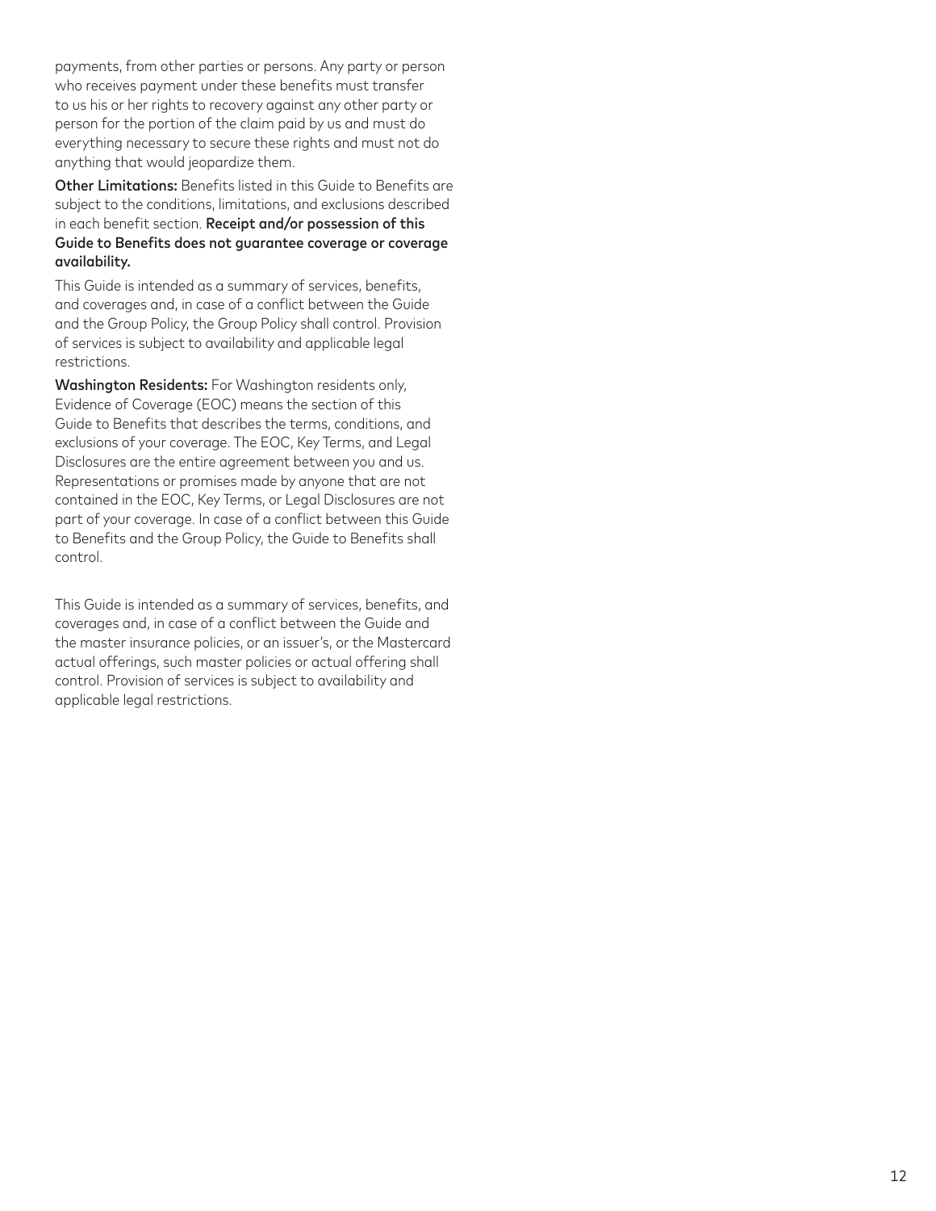payments, from other parties or persons. Any party or person who receives payment under these benefits must transfer to us his or her rights to recovery against any other party or person for the portion of the claim paid by us and must do everything necessary to secure these rights and must not do anything that would jeopardize them.

**Other Limitations:** Benefits listed in this Guide to Benefits are subject to the conditions, limitations, and exclusions described in each benefit section. **Receipt and/or possession of this Guide to Benefits does not guarantee coverage or coverage availability.**

This Guide is intended as a summary of services, benefits, and coverages and, in case of a conflict between the Guide and the Group Policy, the Group Policy shall control. Provision of services is subject to availability and applicable legal restrictions.

**Washington Residents:** For Washington residents only, Evidence of Coverage (EOC) means the section of this Guide to Benefits that describes the terms, conditions, and exclusions of your coverage. The EOC, Key Terms, and Legal Disclosures are the entire agreement between you and us. Representations or promises made by anyone that are not contained in the EOC, Key Terms, or Legal Disclosures are not part of your coverage. In case of a conflict between this Guide to Benefits and the Group Policy, the Guide to Benefits shall control.

This Guide is intended as a summary of services, benefits, and coverages and, in case of a conflict between the Guide and the master insurance policies, or an issuer's, or the Mastercard actual offerings, such master policies or actual offering shall control. Provision of services is subject to availability and applicable legal restrictions.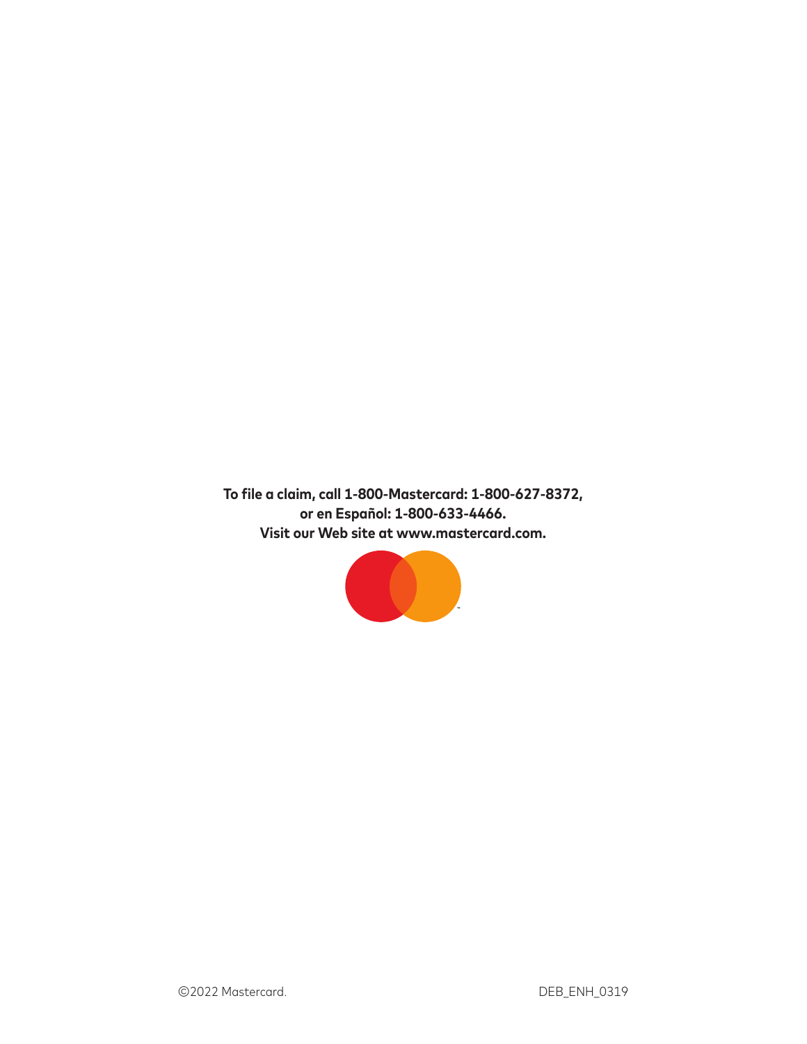**To file a claim, call 1-800-Mastercard: 1-800-627-8372,**
**or en Español: 1-800-633-4466.**
**Visit our Web site at www.mastercard.com.**

©2022 Mastercard.

DEB_ENH_0319